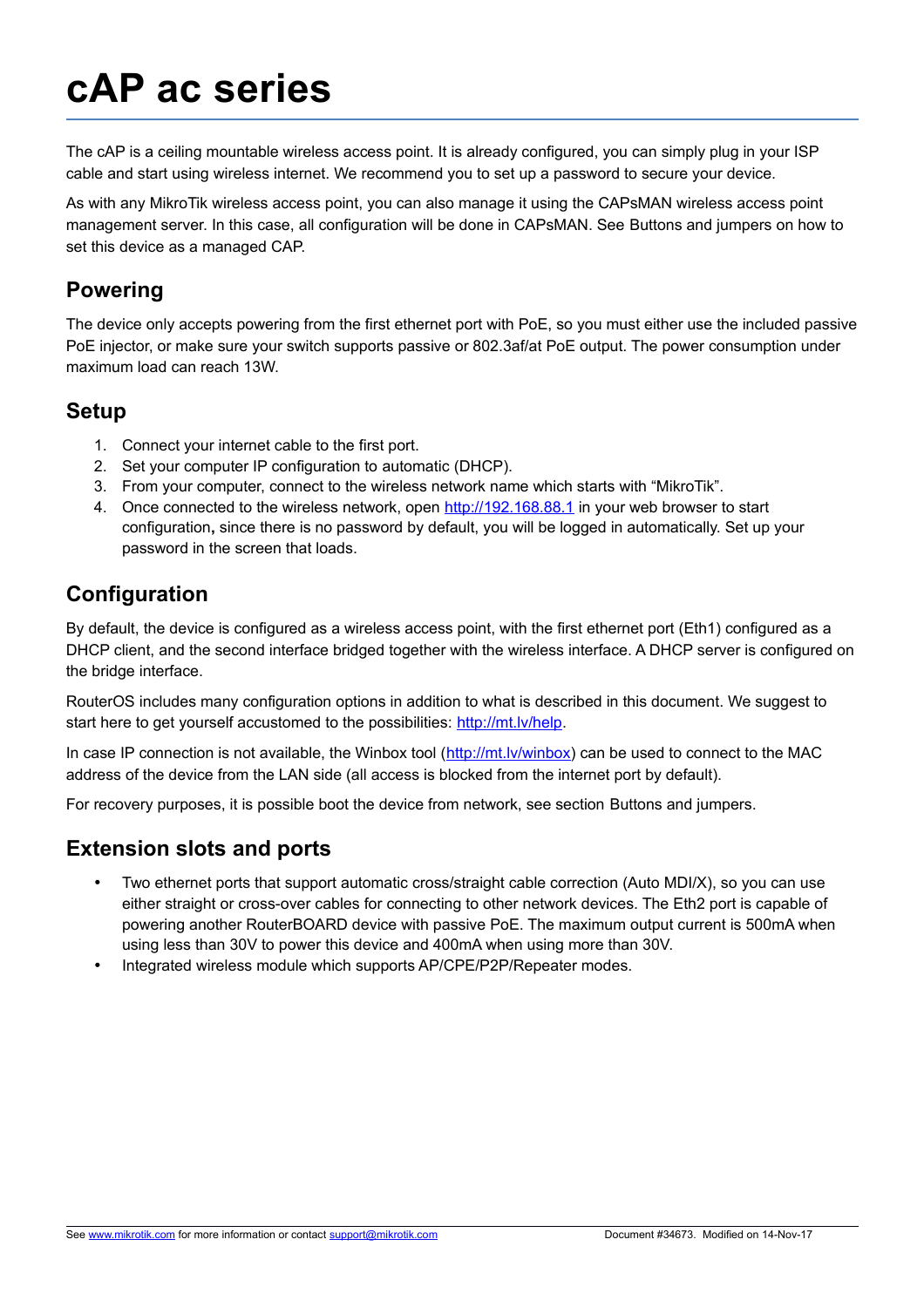# cAP ac series

The cAP is a ceiling mountable wireless access point. It is already configured, you can simply plug in your ISP cable and start using wireless internet. We recommend you to set up a password to secure your device.

As with any MikroTik wireless access point, you can also manage it using the CAPsMAN wireless access point management server. In this case, all configuration will be done in CAPsMAN. See Buttons and jumpers on how to set this device as a managed CAP.

## Powering

The device only accepts powering from the first ethernet port with PoE, so you must either use the included passive PoE injector, or make sure your switch supports passive or 802.3af/at PoE output. The power consumption under maximum load can reach 13W.

## Setup

1. Connect your internet cable to the first port.
2. Set your computer IP configuration to automatic (DHCP).
3. From your computer, connect to the wireless network name which starts with "MikroTik".
4. Once connected to the wireless network, open http://192.168.88.1 in your web browser to start configuration**,** since there is no password by default, you will be logged in automatically. Set up your password in the screen that loads.

## Configuration

By default, the device is configured as a wireless access point, with the first ethernet port (Eth1) configured as a DHCP client, and the second interface bridged together with the wireless interface. A DHCP server is configured on the bridge interface.

RouterOS includes many configuration options in addition to what is described in this document. We suggest to start here to get yourself accustomed to the possibilities: http://mt.lv/help.

In case IP connection is not available, the Winbox tool (http://mt.lv/winbox) can be used to connect to the MAC address of the device from the LAN side (all access is blocked from the internet port by default).

For recovery purposes, it is possible boot the device from network, see section Buttons and jumpers.

## Extension slots and ports

- Two ethernet ports that support automatic cross/straight cable correction (Auto MDI/X), so you can use either straight or cross-over cables for connecting to other network devices. The Eth2 port is capable of powering another RouterBOARD device with passive PoE. The maximum output current is 500mA when using less than 30V to power this device and 400mA when using more than 30V.
- Integrated wireless module which supports AP/CPE/P2P/Repeater modes.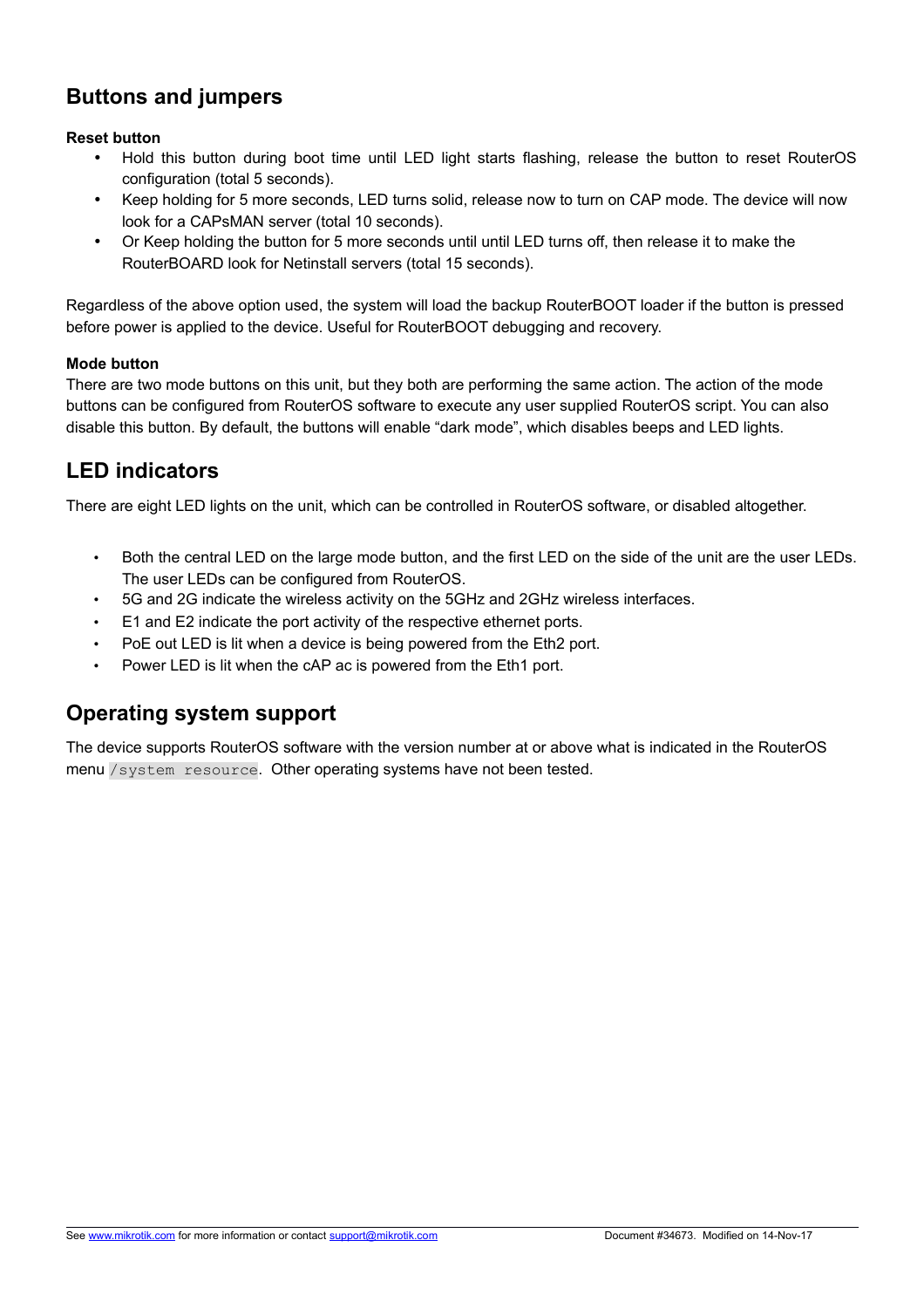## Buttons and jumpers

**Reset button**

- Hold this button during boot time until LED light starts flashing, release the button to reset RouterOS configuration (total 5 seconds).
- Keep holding for 5 more seconds, LED turns solid, release now to turn on CAP mode. The device will now look for a CAPsMAN server (total 10 seconds).
- Or Keep holding the button for 5 more seconds until until LED turns off, then release it to make the RouterBOARD look for Netinstall servers (total 15 seconds).

Regardless of the above option used, the system will load the backup RouterBOOT loader if the button is pressed before power is applied to the device. Useful for RouterBOOT debugging and recovery.

**Mode button**

There are two mode buttons on this unit, but they both are performing the same action. The action of the mode buttons can be configured from RouterOS software to execute any user supplied RouterOS script. You can also disable this button. By default, the buttons will enable “dark mode”, which disables beeps and LED lights.

## LED indicators

There are eight LED lights on the unit, which can be controlled in RouterOS software, or disabled altogether.

- Both the central LED on the large mode button, and the first LED on the side of the unit are the user LEDs. The user LEDs can be configured from RouterOS.
- 5G and 2G indicate the wireless activity on the 5GHz and 2GHz wireless interfaces.
- E1 and E2 indicate the port activity of the respective ethernet ports.
- PoE out LED is lit when a device is being powered from the Eth2 port.
- Power LED is lit when the cAP ac is powered from the Eth1 port.

## Operating system support

The device supports RouterOS software with the version number at or above what is indicated in the RouterOS menu `/system resource`. Other operating systems have not been tested.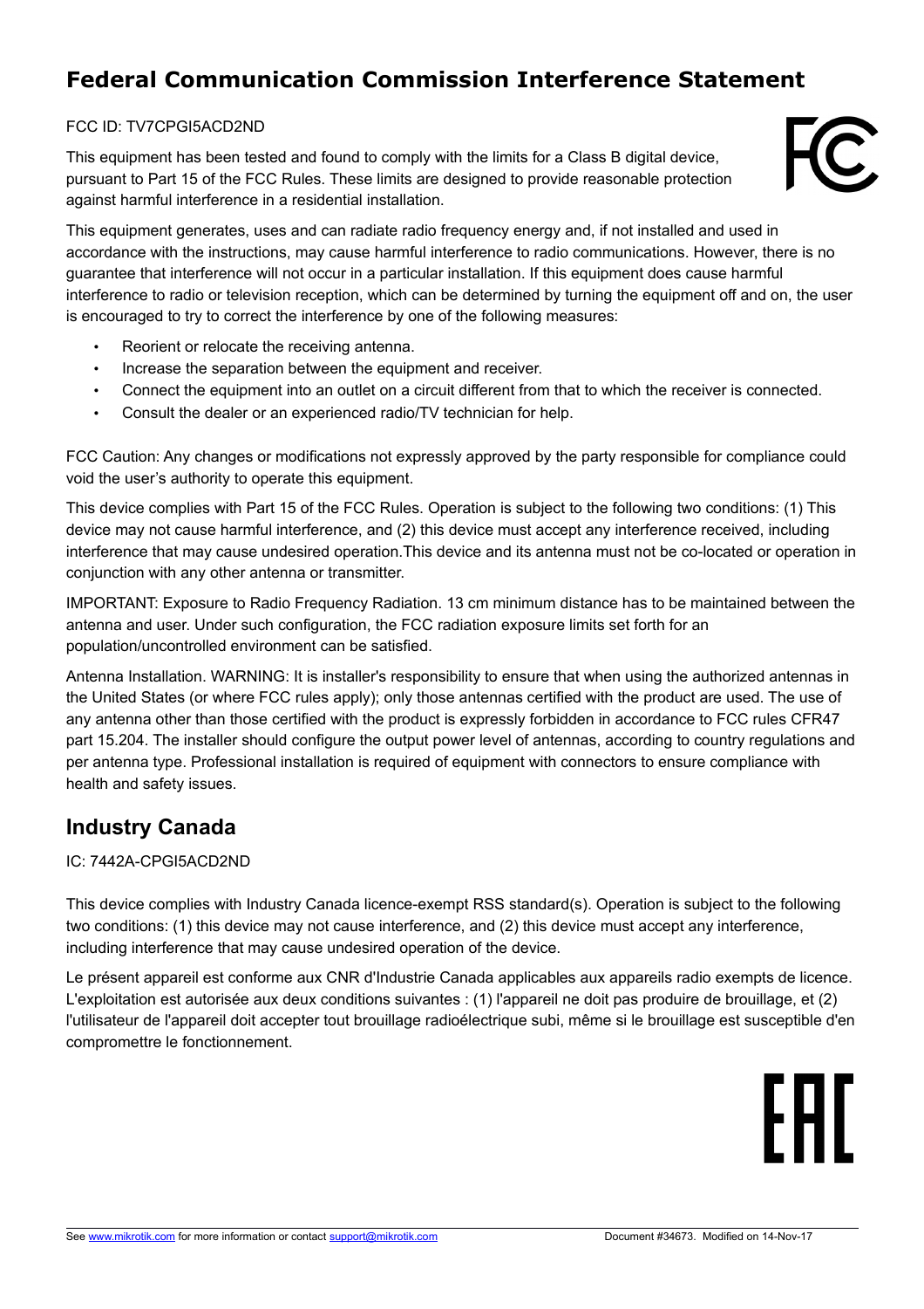# Federal Communication Commission Interference Statement

FCC ID: TV7CPGI5ACD2ND

This equipment has been tested and found to comply with the limits for a Class B digital device, pursuant to Part 15 of the FCC Rules. These limits are designed to provide reasonable protection against harmful interference in a residential installation.

This equipment generates, uses and can radiate radio frequency energy and, if not installed and used in accordance with the instructions, may cause harmful interference to radio communications. However, there is no guarantee that interference will not occur in a particular installation. If this equipment does cause harmful interference to radio or television reception, which can be determined by turning the equipment off and on, the user is encouraged to try to correct the interference by one of the following measures:

- Reorient or relocate the receiving antenna.
- Increase the separation between the equipment and receiver.
- Connect the equipment into an outlet on a circuit different from that to which the receiver is connected.
- Consult the dealer or an experienced radio/TV technician for help.

FCC Caution: Any changes or modifications not expressly approved by the party responsible for compliance could void the user's authority to operate this equipment.

This device complies with Part 15 of the FCC Rules. Operation is subject to the following two conditions: (1) This device may not cause harmful interference, and (2) this device must accept any interference received, including interference that may cause undesired operation.This device and its antenna must not be co-located or operation in conjunction with any other antenna or transmitter.

IMPORTANT: Exposure to Radio Frequency Radiation. 13 cm minimum distance has to be maintained between the antenna and user. Under such configuration, the FCC radiation exposure limits set forth for an population/uncontrolled environment can be satisfied.

Antenna Installation. WARNING: It is installer's responsibility to ensure that when using the authorized antennas in the United States (or where FCC rules apply); only those antennas certified with the product are used. The use of any antenna other than those certified with the product is expressly forbidden in accordance to FCC rules CFR47 part 15.204. The installer should configure the output power level of antennas, according to country regulations and per antenna type. Professional installation is required of equipment with connectors to ensure compliance with health and safety issues.

## Industry Canada

IC: 7442A-CPGI5ACD2ND

This device complies with Industry Canada licence-exempt RSS standard(s). Operation is subject to the following two conditions: (1) this device may not cause interference, and (2) this device must accept any interference, including interference that may cause undesired operation of the device.

Le présent appareil est conforme aux CNR d'Industrie Canada applicables aux appareils radio exempts de licence. L'exploitation est autorisée aux deux conditions suivantes : (1) l'appareil ne doit pas produire de brouillage, et (2) l'utilisateur de l'appareil doit accepter tout brouillage radioélectrique subi, même si le brouillage est susceptible d'en compromettre le fonctionnement.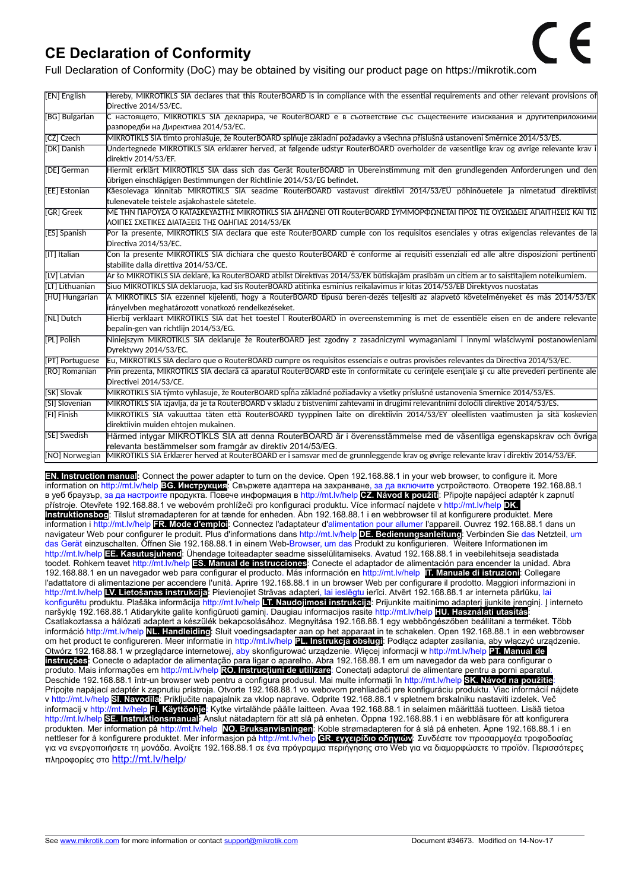# CE Declaration of Conformity

Full Declaration of Conformity (DoC) may be obtained by visiting our product page on https://mikrotik.com

| | |
|---|---|
| [EN] English | Hereby, MIKROTIKLS SIA declares that this RouterBOARD is in compliance with the essential requirements and other relevant provisions of Directive 2014/53/EC. |
| [BG] Bulgarian | С настоящето, MIKROTIKLS SIA декларира, че RouterBOARD е в съответствие със съществените изисквания и другитеприложими разпоредби на Директива 2014/53/EC. |
| [CZ] Czech | MIKROTIKLS SIA tímto prohlašuje, že RouterBOARD splňuje základní požadavky a všechna příslušná ustanovení Směrnice 2014/53/ES. |
| [DK] Danish | Undertegnede MIKROTIKLS SIA erklærer herved, at følgende udstyr RouterBOARD overholder de væsentlige krav og øvrige relevante krav i direktiv 2014/53/EF. |
| [DE] German | Hiermit erklärt MIKROTIKLS SIA dass sich das Gerät RouterBOARD in Übereinstimmung mit den grundlegenden Anforderungen und den übrigen einschlägigen Bestimmungen der Richtlinie 2014/53/EG befindet. |
| [EE] Estonian | Käesolevaga kinnitab MIKROTIKLS SIA seadme RouterBOARD vastavust direktiivi 2014/53/EU põhinõuetele ja nimetatud direktiivist tulenevatele teistele asjakohastele sätetele. |
| [GR] Greek | ΜΕ ΤΗΝ ΠΑΡΟΥΣΑ Ο ΚΑΤΑΣΚΕΥΑΣΤΗΣ MIKROTIKLS SIA ΔΗΛΩΝΕΙ ΟΤΙ RouterBOARD ΣΥΜΜΟΡΦΩΝΕΤΑΙ ΠΡΟΣ ΤΙΣ ΟΥΣΙΩΔΕΙΣ ΑΠΑΙΤΗΣΕΙΣ ΚΑΙ ΤΙΣ ΛΟΙΠΕΣ ΣΧΕΤΙΚΕΣ ΔΙΑΤΑΞΕΙΣ ΤΗΣ ΟΔΗΓΙΑΣ 2014/53/ΕΚ |
| [ES] Spanish | Por la presente, MIKROTIKLS SIA declara que este RouterBOARD cumple con los requisitos esenciales y otras exigencias relevantes de la Directiva 2014/53/EC. |
| [IT] Italian | Con la presente MIKROTIKLS SIA dichiara che questo RouterBOARD è conforme ai requisiti essenziali ed alle altre disposizioni pertinenti stabilite dalla direttiva 2014/53/CE. |
| [LV] Latvian | Ar šo MIKROTIKLS SIA deklarē, ka RouterBOARD atbilst Direktīvas 2014/53/EK būtiskajām prasībām un citiem ar to saistītajiem noteikumiem. |
| [LT] Lithuanian | Šiuo MIKROTIKLS SIA deklaruoja, kad šis RouterBOARD atitinka esminius reikalavimus ir kitas 2014/53/EB Direktyvos nuostatas |
| [HU] Hungarian | A MIKROTIKLS SIA ezzennel kijelenti, hogy a RouterBOARD típusú beren-dezés teljesíti az alapvető követelményeket és más 2014/53/EK irányelvben meghatározott vonatkozó rendelkezéseket. |
| [NL] Dutch | Hierbij verklaart MIKROTIKLS SIA dat het toestel l RouterBOARD in overeenstemming is met de essentiële eisen en de andere relevante bepalin-gen van richtlijn 2014/53/EG. |
| [PL] Polish | Niniejszym MIKROTIKLS SIA deklaruje że RouterBOARD jest zgodny z zasadniczymi wymaganiami i innymi właściwymi postanowieniami Dyrektywy 2014/53/EC. |
| [PT] Portuguese | Eu, MIKROTIKLS SIA declaro que o RouterBOARD cumpre os requisitos essenciais e outras provisões relevantes da Directiva 2014/53/EC. |
| [RO] Romanian | Prin prezenta, MIKROTIKLS SIA declară că aparatul RouterBOARD este în conformitate cu cerinţele esenţiale şi cu alte prevederi pertinente ale Directivei 2014/53/CE. |
| [SK] Slovak | MIKROTIKLS SIA týmto vyhlasuje, že RouterBOARD spĺňa základné požiadavky a všetky príslušné ustanovenia Smernice 2014/53/ES. |
| [SI] Slovenian | MIKROTIKLS SIA izjavlja, da je ta RouterBOARD v skladu z bistvenimi zahtevami in drugimi relevantnimi določili direktive 2014/53/ES. |
| [FI] Finish | MIKROTIKLS SIA vakuuttaa täten että RouterBOARD tyyppinen laite on direktiivin 2014/53/EY oleellisten vaatimusten ja sitä koskevien direktiivin muiden ehtojen mukainen. |
| [SE] Swedish | Härmed intygar MIKROTIKLS SIA att denna RouterBOARD är i överensstämmelse med de väsentliga egenskapskrav och övriga relevanta bestämmelser som framgår av direktiv 2014/53/EG. |
| [NO] Norwegian | MIKROTIKLS SIA Erklærer herved at RouterBOARD er i samsvar med de grunnleggende krav og øvrige relevante krav i direktiv 2014/53/EF. |

**EN. Instruction manual**: Connect the power adapter to turn on the device. Open 192.168.88.1 in your web browser, to configure it. More information on http://mt.lv/help **BG. Инструкция**: Свържете адаптера на захранване, за да включите устройството. Отворете 192.168.88.1 в уеб браузър, за да настроите продукта. Повече информация в http://mt.lv/help **CZ. Návod k použití**: Připojte napájecí adaptér k zapnutí přístroje. Otevřete 192.168.88.1 ve webovém prohlížeči pro konfiguraci produktu. Více informací najdete v http://mt.lv/help **DK. Instruktionsbog**: Tilslut strømadapteren for at tænde for enheden. Åbn 192.168.88.1 i en webbrowser til at konfigurere produktet. Mere information i http://mt.lv/help **FR. Mode d'emploi**: Connectez l'adaptateur d'alimentation pour allumer l'appareil. Ouvrez 192.168.88.1 dans un navigateur Web pour configurer le produit. Plus d'informations dans http://mt.lv/help **DE. Bedienungsanleitung**: Verbinden Sie das Netzteil, um das Gerät einzuschalten. Öffnen Sie 192.168.88.1 in einem Web-Browser, um das Produkt zu konfigurieren. Weitere Informationen im http://mt.lv/help **EE. Kasutusjuhend**: Ühendage toiteadapter seadme sisselülitamiseks. Avatud 192.168.88.1 in veebilehitseja seadistada toodet. Rohkem teavet http://mt.lv/help **ES. Manual de instrucciones**: Conecte el adaptador de alimentación para encender la unidad. Abra 192.168.88.1 en un navegador web para configurar el producto. Más información en http://mt.lv/help **IT. Manuale di istruzioni**: Collegare l'adattatore di alimentazione per accendere l'unità. Aprire 192.168.88.1 in un browser Web per configurare il prodotto. Maggiori informazioni in http://mt.lv/help **LV. Lietošanas instrukcija**: Pievienojiet Strāvas adapteri, lai ieslēgtu ierīci. Atvērt 192.168.88.1 ar interneta pārlūku, lai konfigurētu produktu. Plašāka informācija http://mt.lv/help **LT. Naudojimosi instrukcija**: Prijunkite maitinimo adapterį įjunkite įrenginį. Į interneto naršyklę 192.168.88.1 Atidarykite galite konfigūruoti gaminį. Daugiau informacijos rasite http://mt.lv/help **HU. Használati utasítás**: Csatlakoztassa a hálózati adaptert a készülék bekapcsolásához. Megnyitása 192.168.88.1 egy webböngészőben beállítani a terméket. Több információ http://mt.lv/help **NL. Handleiding**: Sluit voedingsadapter aan op het apparaat in te schakelen. Open 192.168.88.1 in een webbrowser om het product te configureren. Meer informatie in http://mt.lv/help **PL. Instrukcja obsługi**: Podłącz adapter zasilania, aby włączyć urządzenie. Otwórz 192.168.88.1 w przeglądarce internetowej, aby skonfigurować urządzenie. Więcej informacji w http://mt.lv/help **PT. Manual de instruções**: Conecte o adaptador de alimentação para ligar o aparelho. Abra 192.168.88.1 em um navegador da web para configurar o produto. Mais informações em http://mt.lv/help **RO. Instrucţiuni de utilizare**: Conectaţi adaptorul de alimentare pentru a porni aparatul. Deschide 192.168.88.1 într-un browser web pentru a configura produsul. Mai multe informaţii în http://mt.lv/help **SK. Návod na použitie**: Pripojte napájací adaptér k zapnutiu prístroja. Otvorte 192.168.88.1 vo webovom prehliadači pre konfiguráciu produktu. Viac informácií nájdete v http://mt.lv/help **SI. Navodila**: Priključite napajalnik za vklop naprave. Odprite 192.168.88.1 v spletnem brskalniku nastaviti izdelek. Več informacij v http://mt.lv/help **FI. Käyttöohje**: Kytke virtalähde päälle laitteen. Avaa 192.168.88.1 in selaimen määrittää tuotteen. Lisää tietoa http://mt.lv/help **SE. Instruktionsmanual**: Anslut nätadaptern för att slå på enheten. Öppna 192.168.88.1 i en webbläsare för att konfigurera produkten. Mer information på http://mt.lv/help **NO. Bruksanvisningen**: Koble strømadapteren for å slå på enheten. Åpne 192.168.88.1 i en nettleser for å konfigurere produktet. Mer informasjon på http://mt.lv/help **GR. εγχειρίδιο οδηγιών**: Συνδέστε τον προσαρμογέα τροφοδοσίας για να ενεργοποιήσετε τη μονάδα. Ανοίξτε 192.168.88.1 σε ένα πρόγραμμα περιήγησης στο Web για να διαμορφώσετε το προϊόν. Περισσότερες πληροφορίες στο http://mt.lv/help/

See www.mikrotik.com for more information or contact support@mikrotik.com

Document #34673. Modified on 14-Nov-17